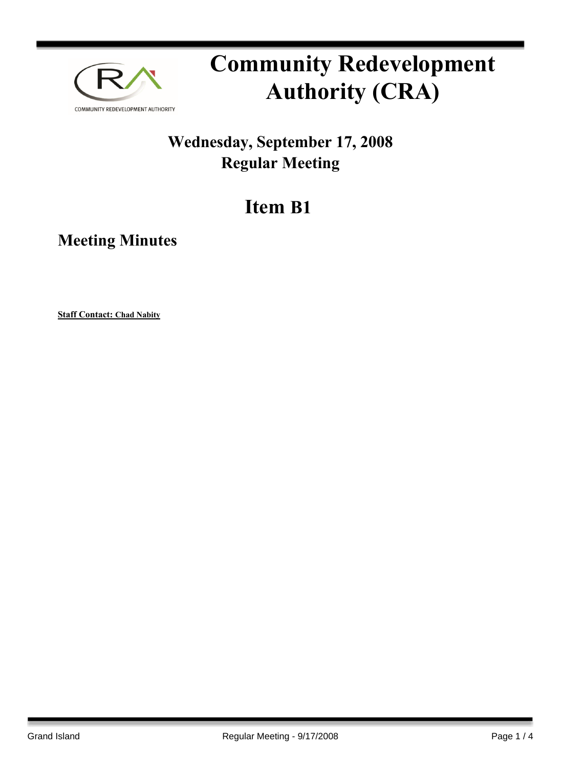# Community Redevelopment Authority (CRA)

## Wednesday, September 17, 2008
## Regular Meeting

## Item B1

### Meeting Minutes

**Staff Contact: Chad Nabity**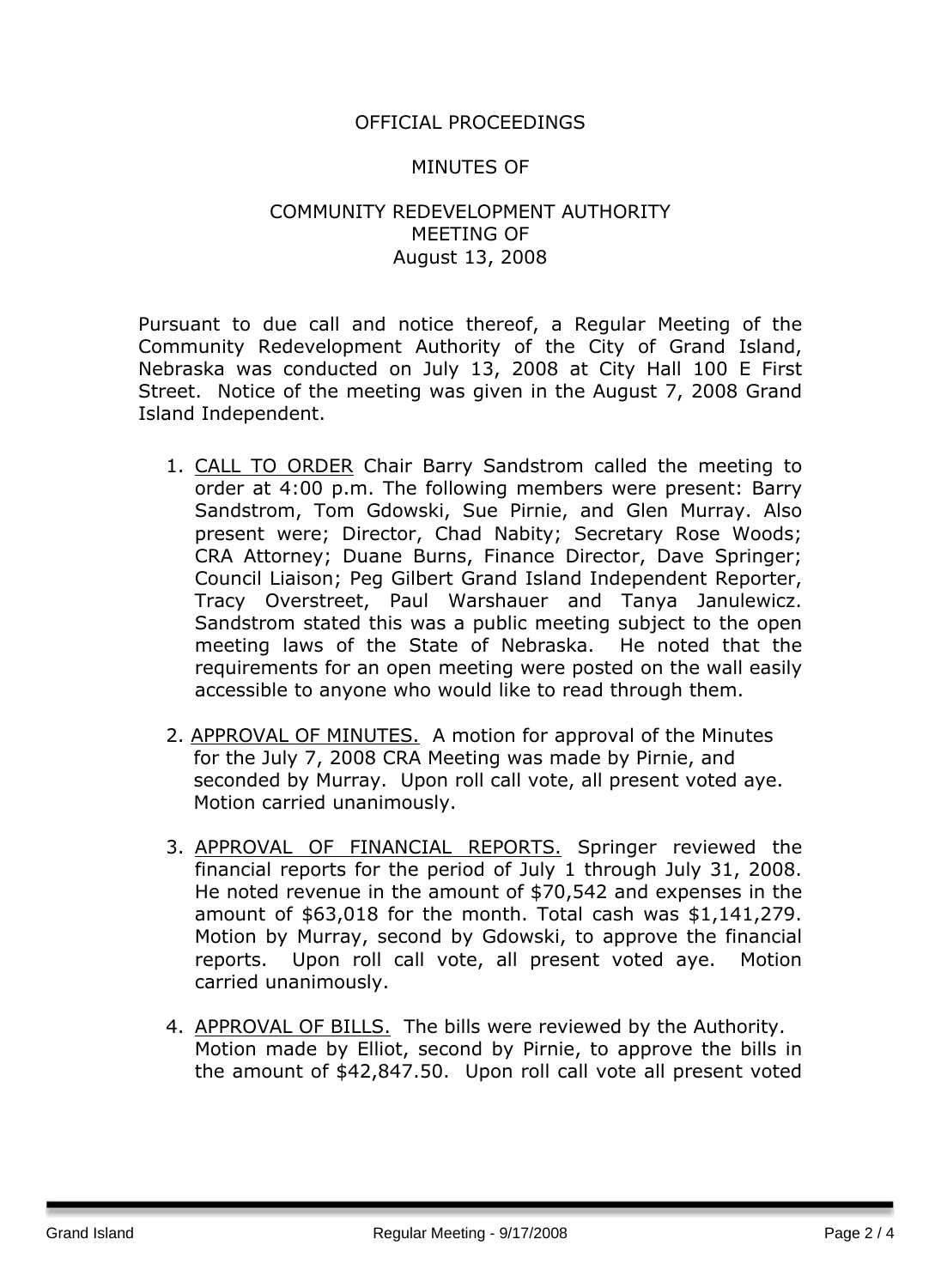OFFICIAL PROCEEDINGS

MINUTES OF

COMMUNITY REDEVELOPMENT AUTHORITY
MEETING OF
August 13, 2008

Pursuant to due call and notice thereof, a Regular Meeting of the Community Redevelopment Authority of the City of Grand Island, Nebraska was conducted on July 13, 2008 at City Hall 100 E First Street. Notice of the meeting was given in the August 7, 2008 Grand Island Independent.

1. CALL TO ORDER Chair Barry Sandstrom called the meeting to order at 4:00 p.m. The following members were present: Barry Sandstrom, Tom Gdowski, Sue Pirnie, and Glen Murray. Also present were; Director, Chad Nabity; Secretary Rose Woods; CRA Attorney; Duane Burns, Finance Director, Dave Springer; Council Liaison; Peg Gilbert Grand Island Independent Reporter, Tracy Overstreet, Paul Warshauer and Tanya Janulewicz. Sandstrom stated this was a public meeting subject to the open meeting laws of the State of Nebraska. He noted that the requirements for an open meeting were posted on the wall easily accessible to anyone who would like to read through them.

2. APPROVAL OF MINUTES. A motion for approval of the Minutes for the July 7, 2008 CRA Meeting was made by Pirnie, and seconded by Murray. Upon roll call vote, all present voted aye. Motion carried unanimously.

3. APPROVAL OF FINANCIAL REPORTS. Springer reviewed the financial reports for the period of July 1 through July 31, 2008. He noted revenue in the amount of $70,542 and expenses in the amount of $63,018 for the month. Total cash was $1,141,279. Motion by Murray, second by Gdowski, to approve the financial reports. Upon roll call vote, all present voted aye. Motion carried unanimously.

4. APPROVAL OF BILLS. The bills were reviewed by the Authority. Motion made by Elliot, second by Pirnie, to approve the bills in the amount of $42,847.50. Upon roll call vote all present voted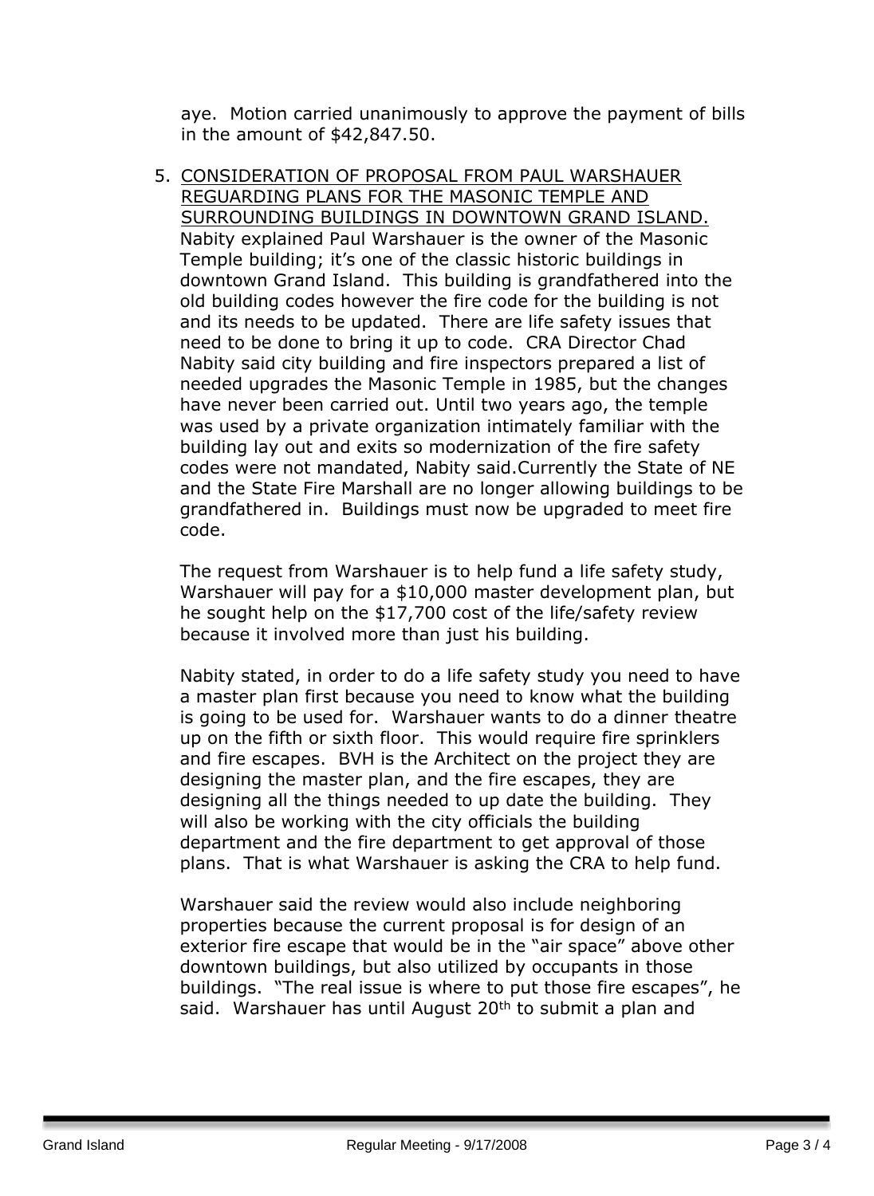aye. Motion carried unanimously to approve the payment of bills in the amount of $42,847.50.

5. <u>CONSIDERATION OF PROPOSAL FROM PAUL WARSHAUER REGUARDING PLANS FOR THE MASONIC TEMPLE AND SURROUNDING BUILDINGS IN DOWNTOWN GRAND ISLAND.</u> Nabity explained Paul Warshauer is the owner of the Masonic Temple building; it's one of the classic historic buildings in downtown Grand Island. This building is grandfathered into the old building codes however the fire code for the building is not and its needs to be updated. There are life safety issues that need to be done to bring it up to code. CRA Director Chad Nabity said city building and fire inspectors prepared a list of needed upgrades the Masonic Temple in 1985, but the changes have never been carried out. Until two years ago, the temple was used by a private organization intimately familiar with the building lay out and exits so modernization of the fire safety codes were not mandated, Nabity said.Currently the State of NE and the State Fire Marshall are no longer allowing buildings to be grandfathered in. Buildings must now be upgraded to meet fire code.

   The request from Warshauer is to help fund a life safety study, Warshauer will pay for a $10,000 master development plan, but he sought help on the $17,700 cost of the life/safety review because it involved more than just his building.

   Nabity stated, in order to do a life safety study you need to have a master plan first because you need to know what the building is going to be used for. Warshauer wants to do a dinner theatre up on the fifth or sixth floor. This would require fire sprinklers and fire escapes. BVH is the Architect on the project they are designing the master plan, and the fire escapes, they are designing all the things needed to up date the building. They will also be working with the city officials the building department and the fire department to get approval of those plans. That is what Warshauer is asking the CRA to help fund.

   Warshauer said the review would also include neighboring properties because the current proposal is for design of an exterior fire escape that would be in the "air space" above other downtown buildings, but also utilized by occupants in those buildings. "The real issue is where to put those fire escapes", he said. Warshauer has until August 20th to submit a plan and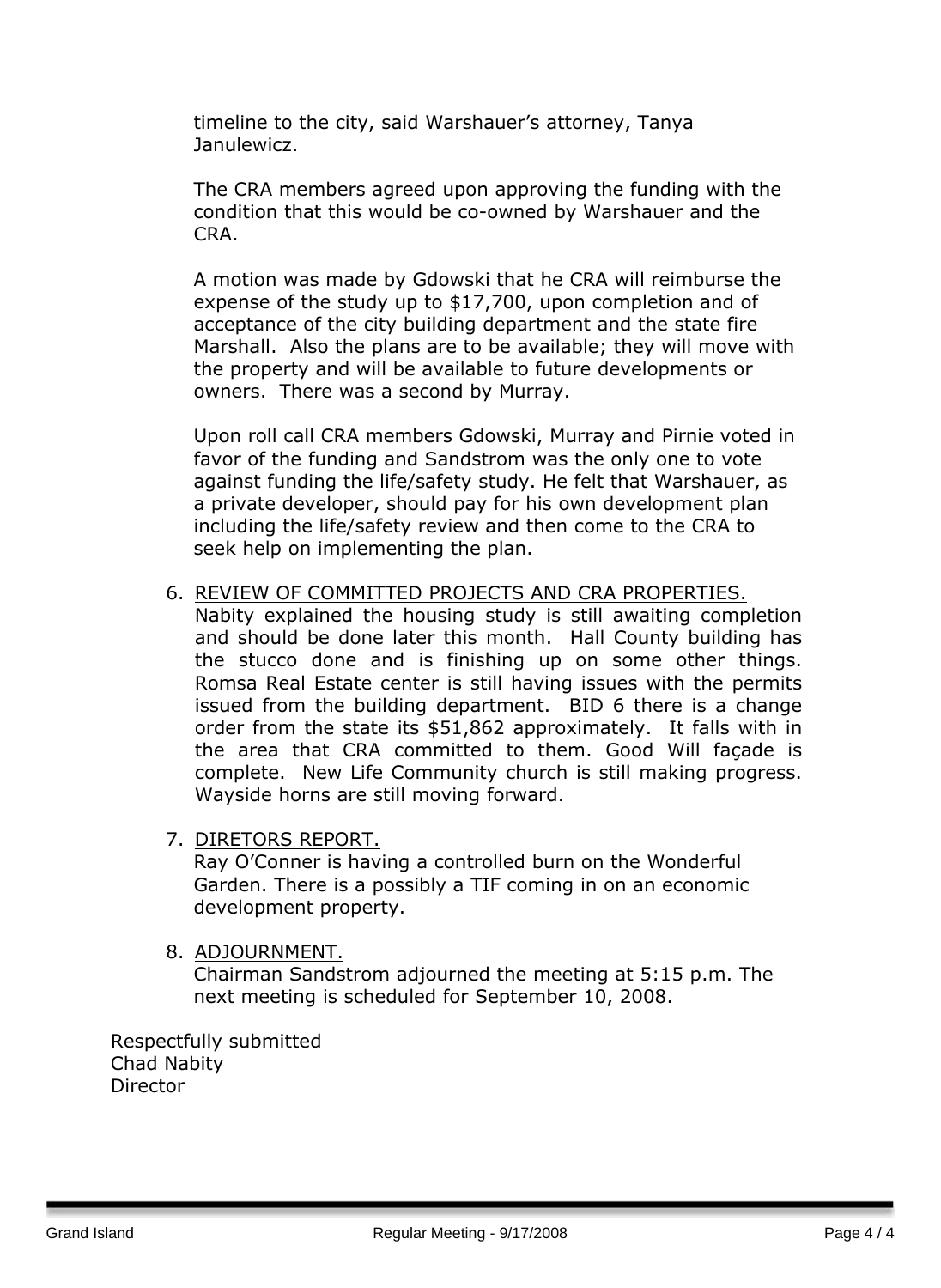timeline to the city, said Warshauer's attorney, Tanya Janulewicz.

The CRA members agreed upon approving the funding with the condition that this would be co-owned by Warshauer and the CRA.

A motion was made by Gdowski that he CRA will reimburse the expense of the study up to $17,700, upon completion and of acceptance of the city building department and the state fire Marshall. Also the plans are to be available; they will move with the property and will be available to future developments or owners. There was a second by Murray.

Upon roll call CRA members Gdowski, Murray and Pirnie voted in favor of the funding and Sandstrom was the only one to vote against funding the life/safety study. He felt that Warshauer, as a private developer, should pay for his own development plan including the life/safety review and then come to the CRA to seek help on implementing the plan.

6. <u>REVIEW OF COMMITTED PROJECTS AND CRA PROPERTIES.</u>
   Nabity explained the housing study is still awaiting completion and should be done later this month. Hall County building has the stucco done and is finishing up on some other things. Romsa Real Estate center is still having issues with the permits issued from the building department. BID 6 there is a change order from the state its $51,862 approximately. It falls with in the area that CRA committed to them. Good Will façade is complete. New Life Community church is still making progress. Wayside horns are still moving forward.

7. <u>DIRETORS REPORT.</u>
   Ray O'Conner is having a controlled burn on the Wonderful Garden. There is a possibly a TIF coming in on an economic development property.

8. <u>ADJOURNMENT.</u>
   Chairman Sandstrom adjourned the meeting at 5:15 p.m. The next meeting is scheduled for September 10, 2008.

Respectfully submitted
Chad Nabity
Director